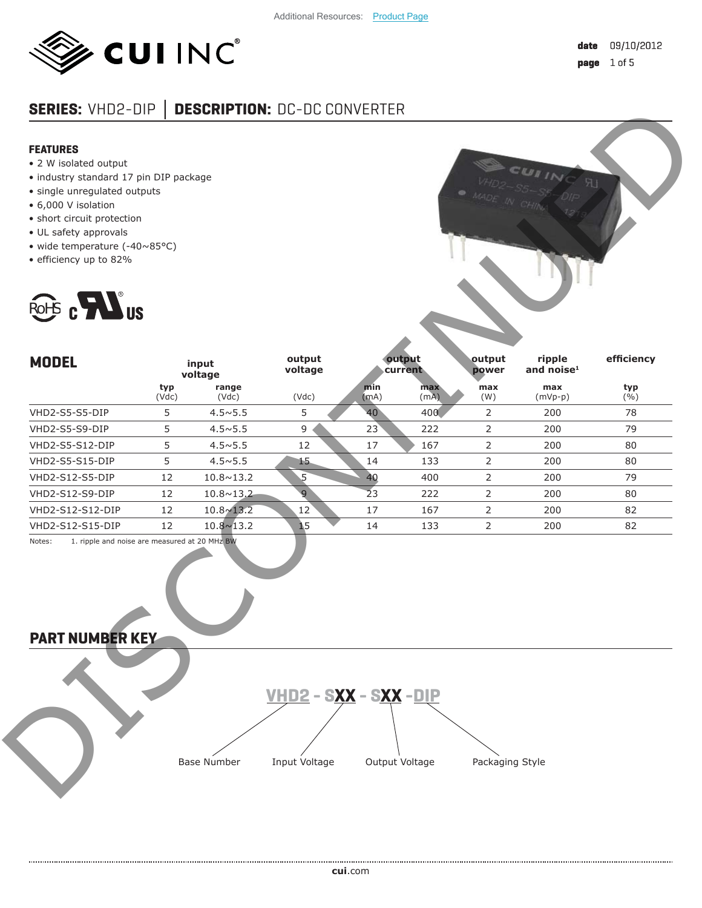Additional Resources: Product Page

**date** 09/10/2012

# SERIES: VHD2-DIP │ DESCRIPTION: DC-DC CONVERTER

DISCONTINUED

## FEATURES

- 2 W isolated output
- industry standard 17 pin DIP package
- single unregulated outputs
- 6,000 V isolation
- short circuit protection
- UL safety approvals
- wide temperature (-40~85°C)
- efficiency up to 82%

## MODEL

| MODEL | input voltage | | output voltage | output current | | output power | ripple and noise[1] | efficiency |
|---|---|---|---|---|---|---|---|---|
| | typ (Vdc) | range (Vdc) | (Vdc) | min (mA) | max (mA) | max (W) | max (mVp-p) | typ (%) |
| VHD2-S5-S5-DIP | 5 | 4.5~5.5 | 5 | 40 | 400 | 2 | 200 | 78 |
| VHD2-S5-S9-DIP | 5 | 4.5~5.5 | 9 | 23 | 222 | 2 | 200 | 79 |
| VHD2-S5-S12-DIP | 5 | 4.5~5.5 | 12 | 17 | 167 | 2 | 200 | 80 |
| VHD2-S5-S15-DIP | 5 | 4.5~5.5 | 15 | 14 | 133 | 2 | 200 | 80 |
| VHD2-S12-S5-DIP | 12 | 10.8~13.2 | 5 | 40 | 400 | 2 | 200 | 79 |
| VHD2-S12-S9-DIP | 12 | 10.8~13.2 | 9 | 23 | 222 | 2 | 200 | 80 |
| VHD2-S12-S12-DIP | 12 | 10.8~13.2 | 12 | 17 | 167 | 2 | 200 | 82 |
| VHD2-S12-S15-DIP | 12 | 10.8~13.2 | 15 | 14 | 133 | 2 | 200 | 82 |

Notes: 1. ripple and noise are measured at 20 MHz BW

## PART NUMBER KEY

**VHD2 - SXX - SXX -DIP**

- VHD2: Base Number
- SXX: Input Voltage
- SXX: Output Voltage
- DIP: Packaging Style

cui.com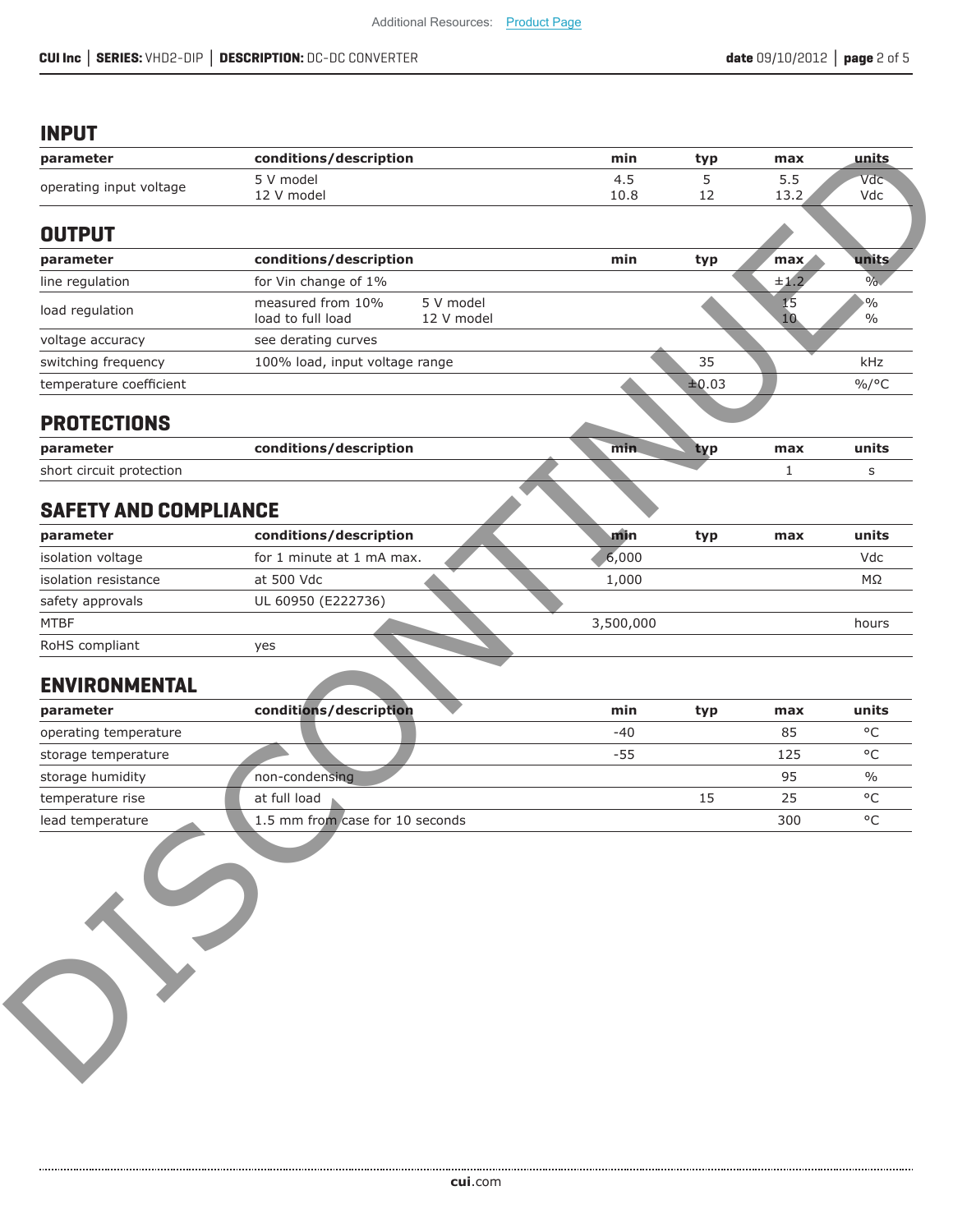## INPUT

| parameter | conditions/description | min | typ | max | units |
|---|---|---|---|---|---|
| operating input voltage | 5 V model<br>12 V model | 4.5<br>10.8 | 5<br>12 | 5.5<br>13.2 | Vdc<br>Vdc |

## OUTPUT

| parameter | conditions/description | | min | typ | max | units |
|---|---|---|---|---|---|---|
| line regulation | for Vin change of 1% | | | | ±1.2 | % |
| load regulation | measured from 10% load to full load | 5 V model<br>12 V model | | | 15<br>10 | %<br>% |
| voltage accuracy | see derating curves | | | | | |
| switching frequency | 100% load, input voltage range | | | 35 | | kHz |
| temperature coefficient | | | | ±0.03 | | %/°C |

## PROTECTIONS

| parameter | conditions/description | min | typ | max | units |
|---|---|---|---|---|---|
| short circuit protection | | | | 1 | s |

## SAFETY AND COMPLIANCE

| parameter | conditions/description | min | typ | max | units |
|---|---|---|---|---|---|
| isolation voltage | for 1 minute at 1 mA max. | 6,000 | | | Vdc |
| isolation resistance | at 500 Vdc | 1,000 | | | MΩ |
| safety approvals | UL 60950 (E222736) | | | | |
| MTBF | | 3,500,000 | | | hours |
| RoHS compliant | yes | | | | |

## ENVIRONMENTAL

| parameter | conditions/description | min | typ | max | units |
|---|---|---|---|---|---|
| operating temperature | | -40 | | 85 | °C |
| storage temperature | | -55 | | 125 | °C |
| storage humidity | non-condensing | | | 95 | % |
| temperature rise | at full load | | 15 | 25 | °C |
| lead temperature | 1.5 mm from case for 10 seconds | | | 300 | °C |

DISCONTINUED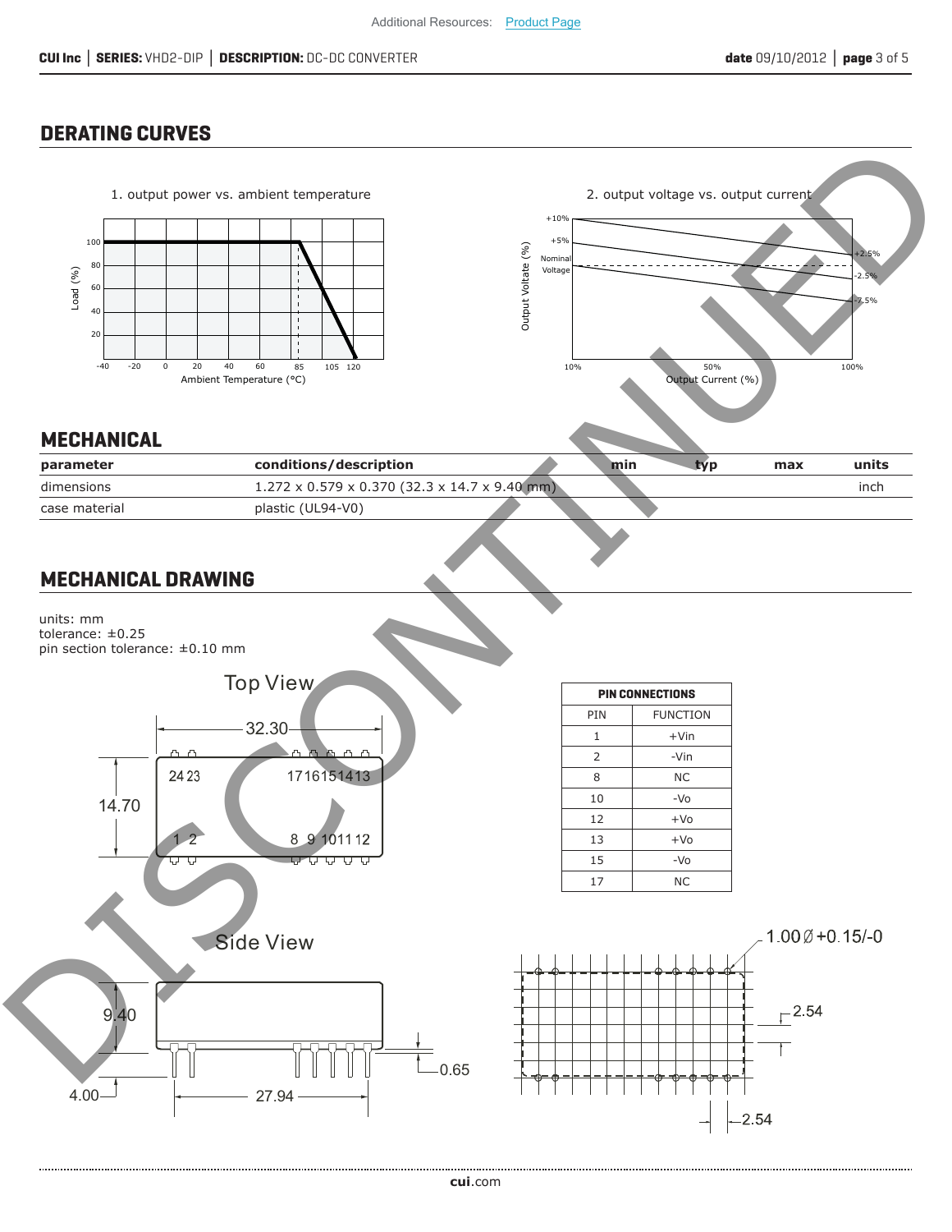## DERATING CURVES

1. output power vs. ambient temperature

2. output voltage vs. output current

## MECHANICAL

| parameter | conditions/description | min | typ | max | units |
|---|---|---|---|---|---|
| dimensions | 1.272 x 0.579 x 0.370 (32.3 x 14.7 x 9.40 mm) | | | | inch |
| case material | plastic (UL94-V0) | | | | |

## MECHANICAL DRAWING

units: mm
tolerance: ±0.25
pin section tolerance: ±0.10 mm

| PIN CONNECTIONS | |
|---|---|
| PIN | FUNCTION |
| 1 | +Vin |
| 2 | -Vin |
| 8 | NC |
| 10 | -Vo |
| 12 | +Vo |
| 13 | +Vo |
| 15 | -Vo |
| 17 | NC |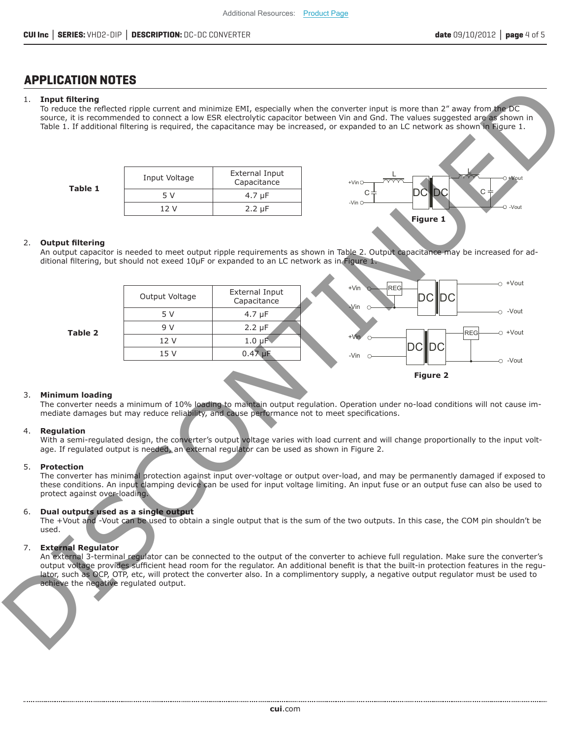## APPLICATION NOTES

1. **Input filtering**
   To reduce the reflected ripple current and minimize EMI, especially when the converter input is more than 2" away from the DC source, it is recommended to connect a low ESR electrolytic capacitor between Vin and Gnd. The values suggested are as shown in Table 1. If additional filtering is required, the capacitance may be increased, or expanded to an LC network as shown in Figure 1.

**Table 1**

| Input Voltage | External Input Capacitance |
|---|---|
| 5 V | 4.7 μF |
| 12 V | 2.2 μF |

**Figure 1**

2. **Output filtering**
   An output capacitor is needed to meet output ripple requirements as shown in Table 2. Output capacitance may be increased for additional filtering, but should not exeed 10μF or expanded to an LC network as in Figure 1.

**Table 2**

| Output Voltage | External Input Capacitance |
|---|---|
| 5 V | 4.7 μF |
| 9 V | 2.2 μF |
| 12 V | 1.0 μF |
| 15 V | 0.47 μF |

**Figure 2**

3. **Minimum loading**
   The converter needs a minimum of 10% loading to maintain output regulation. Operation under no-load conditions will not cause immediate damages but may reduce reliability, and cause performance not to meet specifications.

4. **Regulation**
   With a semi-regulated design, the converter's output voltage varies with load current and will change proportionally to the input voltage. If regulated output is needed, an external regulator can be used as shown in Figure 2.

5. **Protection**
   The converter has minimal protection against input over-voltage or output over-load, and may be permanently damaged if exposed to these conditions. An input clamping device can be used for input voltage limiting. An input fuse or an output fuse can also be used to protect against over-loading.

6. **Dual outputs used as a single output**
   The +Vout and -Vout can be used to obtain a single output that is the sum of the two outputs. In this case, the COM pin shouldn't be used.

7. **External Regulator**
   An external 3-terminal regulator can be connected to the output of the converter to achieve full regulation. Make sure the converter's output voltage provides sufficient head room for the regulator. An additional benefit is that the built-in protection features in the regulator, such as OCP, OTP, etc, will protect the converter also. In a complimentory supply, a negative output regulator must be used to achieve the negative regulated output.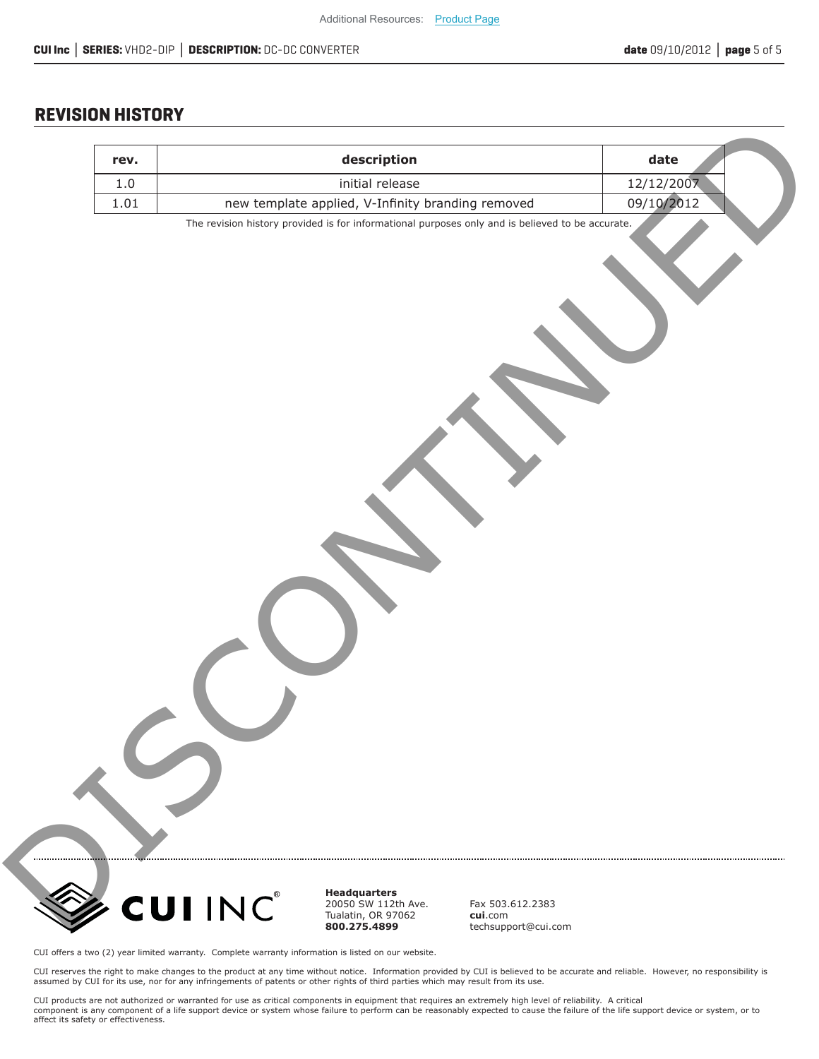## REVISION HISTORY

| rev. | description | date |
| --- | --- | --- |
| 1.0 | initial release | 12/12/2007 |
| 1.01 | new template applied, V-Infinity branding removed | 09/10/2012 |

The revision history provided is for informational purposes only and is believed to be accurate.

DISCONTINUED

**Headquarters**
20050 SW 112th Ave.
Tualatin, OR 97062
**800.275.4899**

Fax 503.612.2383
**cui**.com
techsupport@cui.com

CUI offers a two (2) year limited warranty. Complete warranty information is listed on our website.

CUI reserves the right to make changes to the product at any time without notice. Information provided by CUI is believed to be accurate and reliable. However, no responsibility is assumed by CUI for its use, nor for any infringements of patents or other rights of third parties which may result from its use.

CUI products are not authorized or warranted for use as critical components in equipment that requires an extremely high level of reliability. A critical component is any component of a life support device or system whose failure to perform can be reasonably expected to cause the failure of the life support device or system, or to affect its safety or effectiveness.